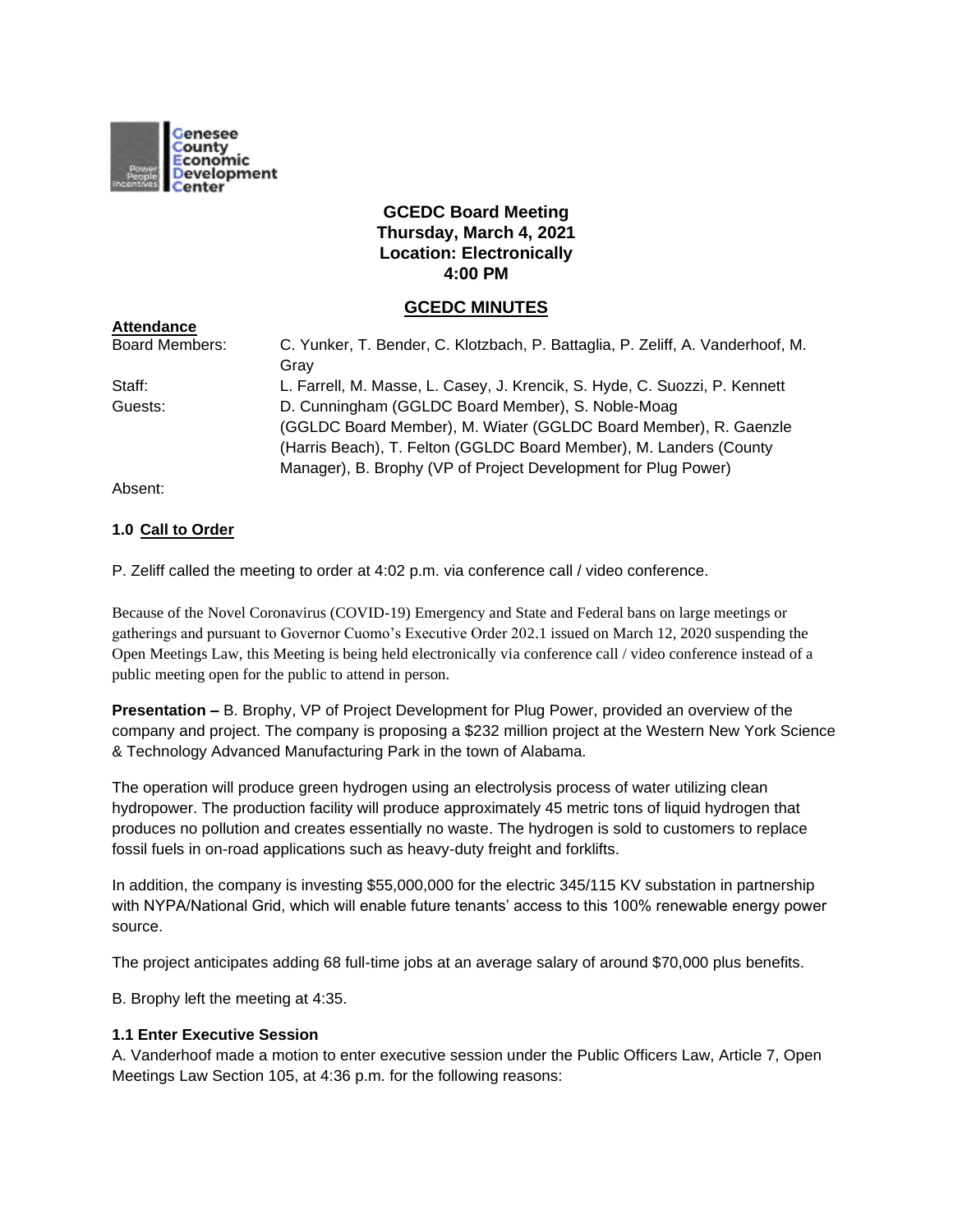Genesee County Economic Development Center

**GCEDC Board Meeting**
**Thursday, March 4, 2021**
**Location: Electronically**
**4:00 PM**

## GCEDC MINUTES

**Attendance**

| | |
|---|---|
| Board Members: | C. Yunker, T. Bender, C. Klotzbach, P. Battaglia, P. Zeliff, A. Vanderhoof, M. Gray |
| Staff: | L. Farrell, M. Masse, L. Casey, J. Krencik, S. Hyde, C. Suozzi, P. Kennett |
| Guests: | D. Cunningham (GGLDC Board Member), S. Noble-Moag (GGLDC Board Member), M. Wiater (GGLDC Board Member), R. Gaenzle (Harris Beach), T. Felton (GGLDC Board Member), M. Landers (County Manager), B. Brophy (VP of Project Development for Plug Power) |
| Absent: | |

### 1.0 Call to Order

P. Zeliff called the meeting to order at 4:02 p.m. via conference call / video conference.

Because of the Novel Coronavirus (COVID-19) Emergency and State and Federal bans on large meetings or gatherings and pursuant to Governor Cuomo's Executive Order 202.1 issued on March 12, 2020 suspending the Open Meetings Law, this Meeting is being held electronically via conference call / video conference instead of a public meeting open for the public to attend in person.

**Presentation –** B. Brophy, VP of Project Development for Plug Power, provided an overview of the company and project. The company is proposing a $232 million project at the Western New York Science & Technology Advanced Manufacturing Park in the town of Alabama.

The operation will produce green hydrogen using an electrolysis process of water utilizing clean hydropower. The production facility will produce approximately 45 metric tons of liquid hydrogen that produces no pollution and creates essentially no waste. The hydrogen is sold to customers to replace fossil fuels in on-road applications such as heavy-duty freight and forklifts.

In addition, the company is investing $55,000,000 for the electric 345/115 KV substation in partnership with NYPA/National Grid, which will enable future tenants' access to this 100% renewable energy power source.

The project anticipates adding 68 full-time jobs at an average salary of around $70,000 plus benefits.

B. Brophy left the meeting at 4:35.

**1.1 Enter Executive Session**

A. Vanderhoof made a motion to enter executive session under the Public Officers Law, Article 7, Open Meetings Law Section 105, at 4:36 p.m. for the following reasons: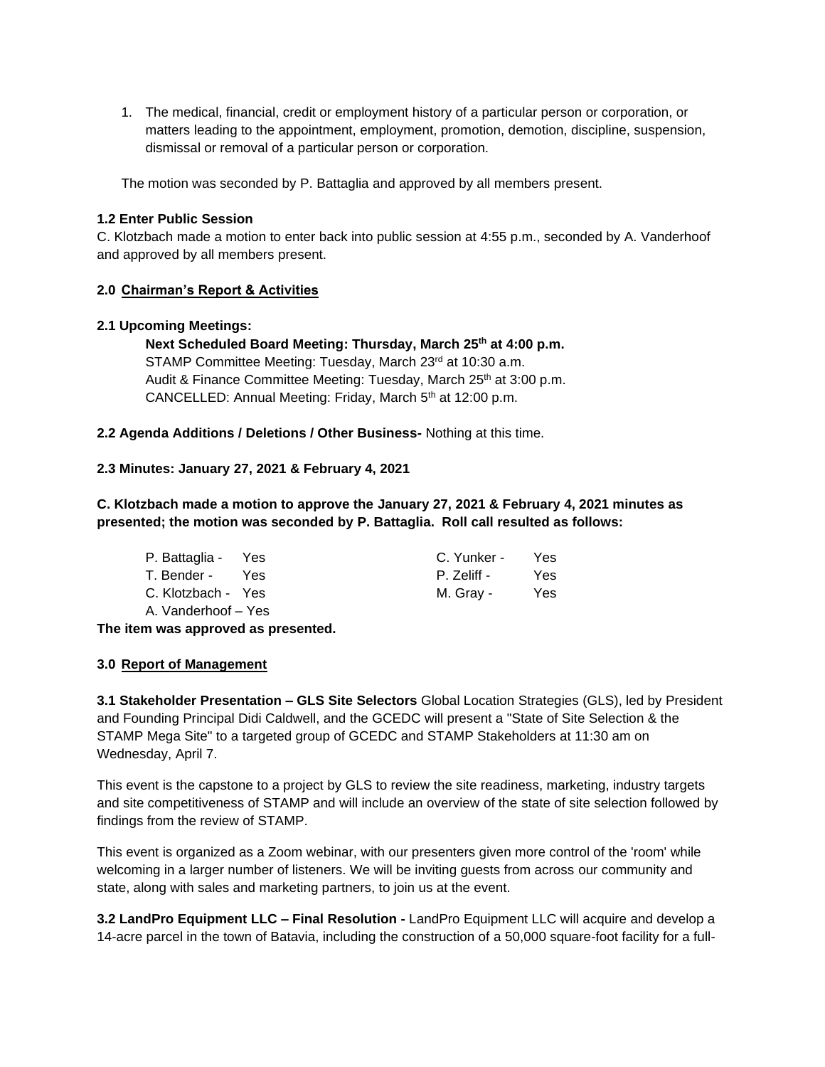1. The medical, financial, credit or employment history of a particular person or corporation, or matters leading to the appointment, employment, promotion, demotion, discipline, suspension, dismissal or removal of a particular person or corporation.

The motion was seconded by P. Battaglia and approved by all members present.

**1.2 Enter Public Session**
C. Klotzbach made a motion to enter back into public session at 4:55 p.m., seconded by A. Vanderhoof and approved by all members present.

**2.0 Chairman's Report & Activities**

**2.1 Upcoming Meetings:**

**Next Scheduled Board Meeting: Thursday, March 25th at 4:00 p.m.**
STAMP Committee Meeting: Tuesday, March 23rd at 10:30 a.m.
Audit & Finance Committee Meeting: Tuesday, March 25th at 3:00 p.m.
CANCELLED: Annual Meeting: Friday, March 5th at 12:00 p.m.

**2.2 Agenda Additions / Deletions / Other Business-** Nothing at this time.

**2.3 Minutes: January 27, 2021 & February 4, 2021**

**C. Klotzbach made a motion to approve the January 27, 2021 & February 4, 2021 minutes as presented; the motion was seconded by P. Battaglia. Roll call resulted as follows:**

P. Battaglia - Yes
T. Bender - Yes
C. Klotzbach - Yes
A. Vanderhoof – Yes
C. Yunker - Yes
P. Zeliff - Yes
M. Gray - Yes

**The item was approved as presented.**

**3.0 Report of Management**

**3.1 Stakeholder Presentation – GLS Site Selectors** Global Location Strategies (GLS), led by President and Founding Principal Didi Caldwell, and the GCEDC will present a "State of Site Selection & the STAMP Mega Site" to a targeted group of GCEDC and STAMP Stakeholders at 11:30 am on Wednesday, April 7.

This event is the capstone to a project by GLS to review the site readiness, marketing, industry targets and site competitiveness of STAMP and will include an overview of the state of site selection followed by findings from the review of STAMP.

This event is organized as a Zoom webinar, with our presenters given more control of the 'room' while welcoming in a larger number of listeners. We will be inviting guests from across our community and state, along with sales and marketing partners, to join us at the event.

**3.2 LandPro Equipment LLC – Final Resolution -** LandPro Equipment LLC will acquire and develop a 14-acre parcel in the town of Batavia, including the construction of a 50,000 square-foot facility for a full-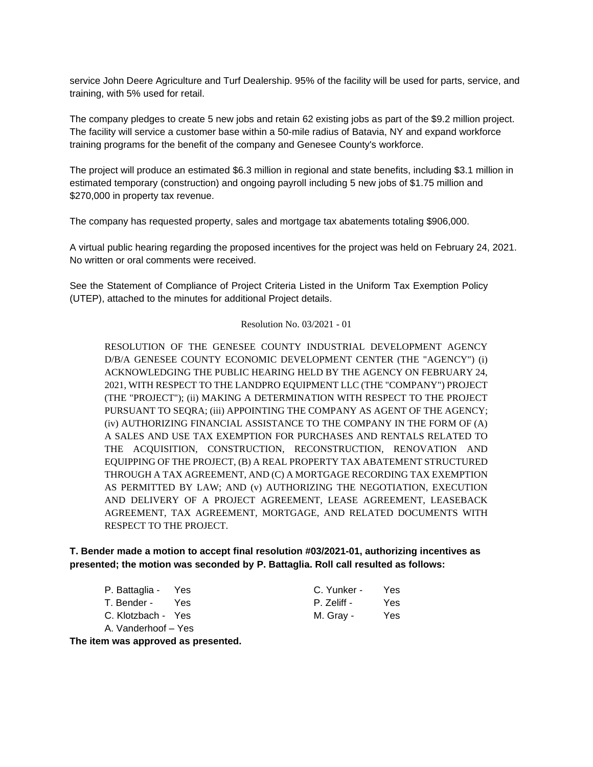service John Deere Agriculture and Turf Dealership. 95% of the facility will be used for parts, service, and training, with 5% used for retail.

The company pledges to create 5 new jobs and retain 62 existing jobs as part of the $9.2 million project. The facility will service a customer base within a 50-mile radius of Batavia, NY and expand workforce training programs for the benefit of the company and Genesee County's workforce.

The project will produce an estimated $6.3 million in regional and state benefits, including $3.1 million in estimated temporary (construction) and ongoing payroll including 5 new jobs of $1.75 million and $270,000 in property tax revenue.

The company has requested property, sales and mortgage tax abatements totaling $906,000.

A virtual public hearing regarding the proposed incentives for the project was held on February 24, 2021. No written or oral comments were received.

See the Statement of Compliance of Project Criteria Listed in the Uniform Tax Exemption Policy (UTEP), attached to the minutes for additional Project details.

Resolution No. 03/2021 - 01

RESOLUTION OF THE GENESEE COUNTY INDUSTRIAL DEVELOPMENT AGENCY D/B/A GENESEE COUNTY ECONOMIC DEVELOPMENT CENTER (THE "AGENCY") (i) ACKNOWLEDGING THE PUBLIC HEARING HELD BY THE AGENCY ON FEBRUARY 24, 2021, WITH RESPECT TO THE LANDPRO EQUIPMENT LLC (THE "COMPANY") PROJECT (THE "PROJECT"); (ii) MAKING A DETERMINATION WITH RESPECT TO THE PROJECT PURSUANT TO SEQRA; (iii) APPOINTING THE COMPANY AS AGENT OF THE AGENCY; (iv) AUTHORIZING FINANCIAL ASSISTANCE TO THE COMPANY IN THE FORM OF (A) A SALES AND USE TAX EXEMPTION FOR PURCHASES AND RENTALS RELATED TO THE ACQUISITION, CONSTRUCTION, RECONSTRUCTION, RENOVATION AND EQUIPPING OF THE PROJECT, (B) A REAL PROPERTY TAX ABATEMENT STRUCTURED THROUGH A TAX AGREEMENT, AND (C) A MORTGAGE RECORDING TAX EXEMPTION AS PERMITTED BY LAW; AND (v) AUTHORIZING THE NEGOTIATION, EXECUTION AND DELIVERY OF A PROJECT AGREEMENT, LEASE AGREEMENT, LEASEBACK AGREEMENT, TAX AGREEMENT, MORTGAGE, AND RELATED DOCUMENTS WITH RESPECT TO THE PROJECT.

**T. Bender made a motion to accept final resolution #03/2021-01, authorizing incentives as presented; the motion was seconded by P. Battaglia. Roll call resulted as follows:**

P. Battaglia - Yes
T. Bender - Yes
C. Klotzbach - Yes
A. Vanderhoof – Yes
C. Yunker - Yes
P. Zeliff - Yes
M. Gray - Yes

**The item was approved as presented.**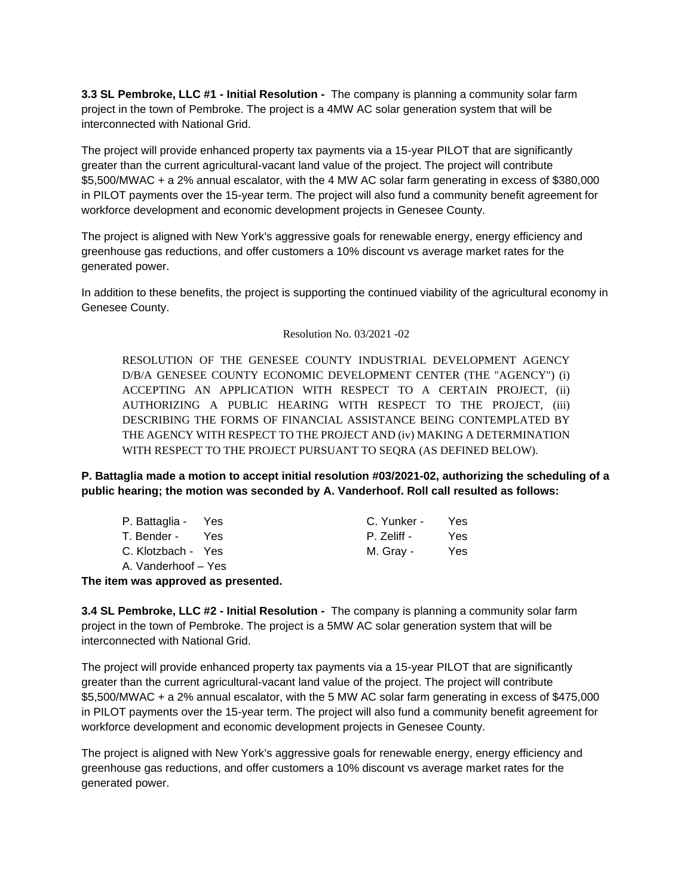**3.3 SL Pembroke, LLC #1 - Initial Resolution -** The company is planning a community solar farm project in the town of Pembroke. The project is a 4MW AC solar generation system that will be interconnected with National Grid.

The project will provide enhanced property tax payments via a 15-year PILOT that are significantly greater than the current agricultural-vacant land value of the project. The project will contribute $5,500/MWAC + a 2% annual escalator, with the 4 MW AC solar farm generating in excess of $380,000 in PILOT payments over the 15-year term. The project will also fund a community benefit agreement for workforce development and economic development projects in Genesee County.

The project is aligned with New York's aggressive goals for renewable energy, energy efficiency and greenhouse gas reductions, and offer customers a 10% discount vs average market rates for the generated power.

In addition to these benefits, the project is supporting the continued viability of the agricultural economy in Genesee County.

Resolution No. 03/2021 -02

RESOLUTION OF THE GENESEE COUNTY INDUSTRIAL DEVELOPMENT AGENCY D/B/A GENESEE COUNTY ECONOMIC DEVELOPMENT CENTER (THE "AGENCY") (i) ACCEPTING AN APPLICATION WITH RESPECT TO A CERTAIN PROJECT, (ii) AUTHORIZING A PUBLIC HEARING WITH RESPECT TO THE PROJECT, (iii) DESCRIBING THE FORMS OF FINANCIAL ASSISTANCE BEING CONTEMPLATED BY THE AGENCY WITH RESPECT TO THE PROJECT AND (iv) MAKING A DETERMINATION WITH RESPECT TO THE PROJECT PURSUANT TO SEQRA (AS DEFINED BELOW).

**P. Battaglia made a motion to accept initial resolution #03/2021-02, authorizing the scheduling of a public hearing; the motion was seconded by A. Vanderhoof. Roll call resulted as follows:**

P. Battaglia - Yes
T. Bender - Yes
C. Klotzbach - Yes
A. Vanderhoof – Yes
C. Yunker - Yes
P. Zeliff - Yes
M. Gray - Yes

**The item was approved as presented.**

**3.4 SL Pembroke, LLC #2 - Initial Resolution -** The company is planning a community solar farm project in the town of Pembroke. The project is a 5MW AC solar generation system that will be interconnected with National Grid.

The project will provide enhanced property tax payments via a 15-year PILOT that are significantly greater than the current agricultural-vacant land value of the project. The project will contribute $5,500/MWAC + a 2% annual escalator, with the 5 MW AC solar farm generating in excess of $475,000 in PILOT payments over the 15-year term. The project will also fund a community benefit agreement for workforce development and economic development projects in Genesee County.

The project is aligned with New York's aggressive goals for renewable energy, energy efficiency and greenhouse gas reductions, and offer customers a 10% discount vs average market rates for the generated power.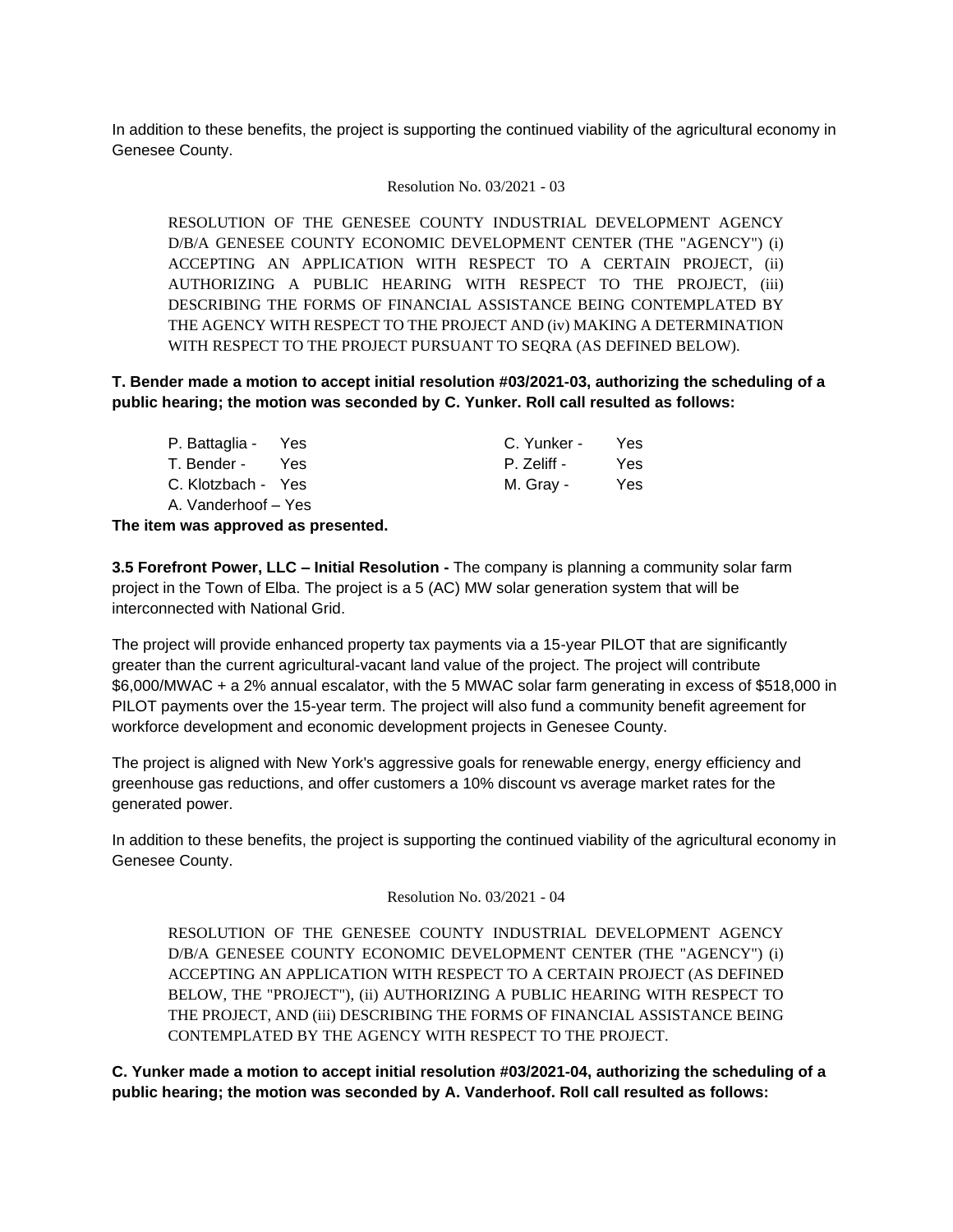In addition to these benefits, the project is supporting the continued viability of the agricultural economy in Genesee County.

Resolution No. 03/2021 - 03

RESOLUTION OF THE GENESEE COUNTY INDUSTRIAL DEVELOPMENT AGENCY D/B/A GENESEE COUNTY ECONOMIC DEVELOPMENT CENTER (THE "AGENCY") (i) ACCEPTING AN APPLICATION WITH RESPECT TO A CERTAIN PROJECT, (ii) AUTHORIZING A PUBLIC HEARING WITH RESPECT TO THE PROJECT, (iii) DESCRIBING THE FORMS OF FINANCIAL ASSISTANCE BEING CONTEMPLATED BY THE AGENCY WITH RESPECT TO THE PROJECT AND (iv) MAKING A DETERMINATION WITH RESPECT TO THE PROJECT PURSUANT TO SEQRA (AS DEFINED BELOW).

**T. Bender made a motion to accept initial resolution #03/2021-03, authorizing the scheduling of a public hearing; the motion was seconded by C. Yunker. Roll call resulted as follows:**

P. Battaglia - Yes
T. Bender - Yes
C. Klotzbach - Yes
A. Vanderhoof – Yes
C. Yunker - Yes
P. Zeliff - Yes
M. Gray - Yes

**The item was approved as presented.**

**3.5 Forefront Power, LLC – Initial Resolution -** The company is planning a community solar farm project in the Town of Elba. The project is a 5 (AC) MW solar generation system that will be interconnected with National Grid.

The project will provide enhanced property tax payments via a 15-year PILOT that are significantly greater than the current agricultural-vacant land value of the project. The project will contribute $6,000/MWAC + a 2% annual escalator, with the 5 MWAC solar farm generating in excess of $518,000 in PILOT payments over the 15-year term. The project will also fund a community benefit agreement for workforce development and economic development projects in Genesee County.

The project is aligned with New York's aggressive goals for renewable energy, energy efficiency and greenhouse gas reductions, and offer customers a 10% discount vs average market rates for the generated power.

In addition to these benefits, the project is supporting the continued viability of the agricultural economy in Genesee County.

Resolution No. 03/2021 - 04

RESOLUTION OF THE GENESEE COUNTY INDUSTRIAL DEVELOPMENT AGENCY D/B/A GENESEE COUNTY ECONOMIC DEVELOPMENT CENTER (THE "AGENCY") (i) ACCEPTING AN APPLICATION WITH RESPECT TO A CERTAIN PROJECT (AS DEFINED BELOW, THE "PROJECT"), (ii) AUTHORIZING A PUBLIC HEARING WITH RESPECT TO THE PROJECT, AND (iii) DESCRIBING THE FORMS OF FINANCIAL ASSISTANCE BEING CONTEMPLATED BY THE AGENCY WITH RESPECT TO THE PROJECT.

**C. Yunker made a motion to accept initial resolution #03/2021-04, authorizing the scheduling of a public hearing; the motion was seconded by A. Vanderhoof. Roll call resulted as follows:**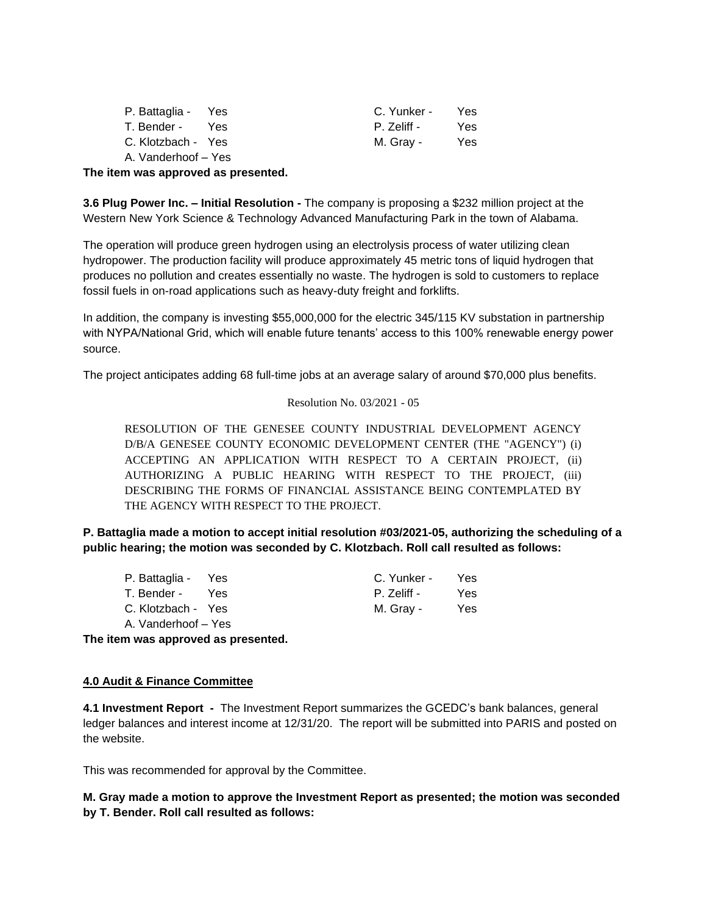| | | | |
|---|---|---|---|
| P. Battaglia - | Yes | C. Yunker - | Yes |
| T. Bender - | Yes | P. Zeliff - | Yes |
| C. Klotzbach - | Yes | M. Gray - | Yes |
| A. Vanderhoof – | Yes | | |

**The item was approved as presented.**

**3.6 Plug Power Inc. – Initial Resolution -** The company is proposing a $232 million project at the Western New York Science & Technology Advanced Manufacturing Park in the town of Alabama.

The operation will produce green hydrogen using an electrolysis process of water utilizing clean hydropower. The production facility will produce approximately 45 metric tons of liquid hydrogen that produces no pollution and creates essentially no waste. The hydrogen is sold to customers to replace fossil fuels in on-road applications such as heavy-duty freight and forklifts.

In addition, the company is investing $55,000,000 for the electric 345/115 KV substation in partnership with NYPA/National Grid, which will enable future tenants' access to this 100% renewable energy power source.

The project anticipates adding 68 full-time jobs at an average salary of around $70,000 plus benefits.

Resolution No. 03/2021 - 05

RESOLUTION OF THE GENESEE COUNTY INDUSTRIAL DEVELOPMENT AGENCY D/B/A GENESEE COUNTY ECONOMIC DEVELOPMENT CENTER (THE "AGENCY") (i) ACCEPTING AN APPLICATION WITH RESPECT TO A CERTAIN PROJECT, (ii) AUTHORIZING A PUBLIC HEARING WITH RESPECT TO THE PROJECT, (iii) DESCRIBING THE FORMS OF FINANCIAL ASSISTANCE BEING CONTEMPLATED BY THE AGENCY WITH RESPECT TO THE PROJECT.

**P. Battaglia made a motion to accept initial resolution #03/2021-05, authorizing the scheduling of a public hearing; the motion was seconded by C. Klotzbach. Roll call resulted as follows:**

| | | | |
|---|---|---|---|
| P. Battaglia - | Yes | C. Yunker - | Yes |
| T. Bender - | Yes | P. Zeliff - | Yes |
| C. Klotzbach - | Yes | M. Gray - | Yes |
| A. Vanderhoof – | Yes | | |

**The item was approved as presented.**

## 4.0 Audit & Finance Committee

**4.1 Investment Report -** The Investment Report summarizes the GCEDC's bank balances, general ledger balances and interest income at 12/31/20. The report will be submitted into PARIS and posted on the website.

This was recommended for approval by the Committee.

**M. Gray made a motion to approve the Investment Report as presented; the motion was seconded by T. Bender. Roll call resulted as follows:**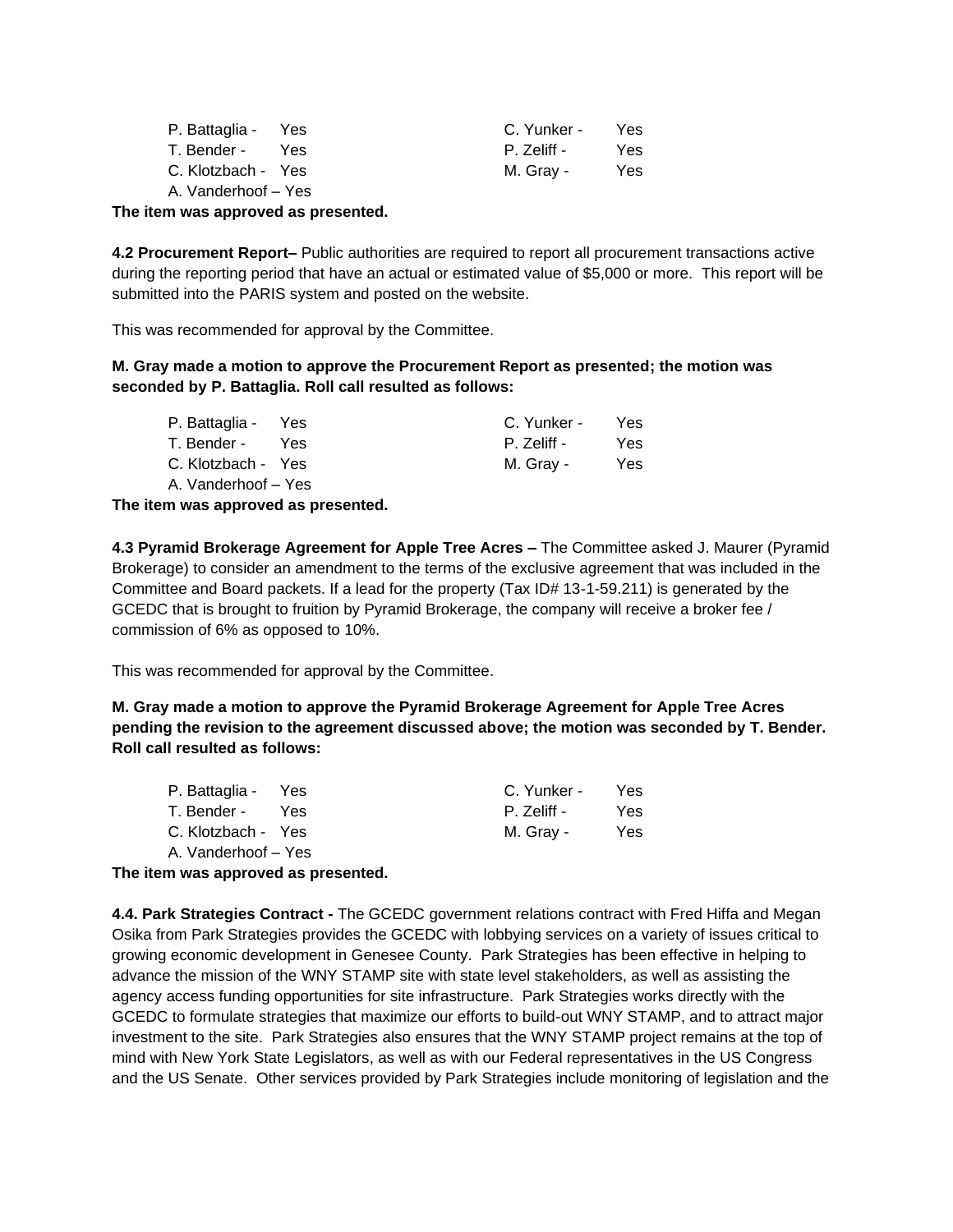| | | | |
|---|---|---|---|
| P. Battaglia - | Yes | C. Yunker - | Yes |
| T. Bender - | Yes | P. Zeliff - | Yes |
| C. Klotzbach - | Yes | M. Gray - | Yes |
| A. Vanderhoof – Yes | | | |

**The item was approved as presented.**

**4.2 Procurement Report–** Public authorities are required to report all procurement transactions active during the reporting period that have an actual or estimated value of $5,000 or more. This report will be submitted into the PARIS system and posted on the website.

This was recommended for approval by the Committee.

**M. Gray made a motion to approve the Procurement Report as presented; the motion was seconded by P. Battaglia. Roll call resulted as follows:**

| | | | |
|---|---|---|---|
| P. Battaglia - | Yes | C. Yunker - | Yes |
| T. Bender - | Yes | P. Zeliff - | Yes |
| C. Klotzbach - | Yes | M. Gray - | Yes |
| A. Vanderhoof – Yes | | | |

**The item was approved as presented.**

**4.3 Pyramid Brokerage Agreement for Apple Tree Acres –** The Committee asked J. Maurer (Pyramid Brokerage) to consider an amendment to the terms of the exclusive agreement that was included in the Committee and Board packets. If a lead for the property (Tax ID# 13-1-59.211) is generated by the GCEDC that is brought to fruition by Pyramid Brokerage, the company will receive a broker fee / commission of 6% as opposed to 10%.

This was recommended for approval by the Committee.

**M. Gray made a motion to approve the Pyramid Brokerage Agreement for Apple Tree Acres pending the revision to the agreement discussed above; the motion was seconded by T. Bender. Roll call resulted as follows:**

| | | | |
|---|---|---|---|
| P. Battaglia - | Yes | C. Yunker - | Yes |
| T. Bender - | Yes | P. Zeliff - | Yes |
| C. Klotzbach - | Yes | M. Gray - | Yes |
| A. Vanderhoof – Yes | | | |

**The item was approved as presented.**

**4.4. Park Strategies Contract -** The GCEDC government relations contract with Fred Hiffa and Megan Osika from Park Strategies provides the GCEDC with lobbying services on a variety of issues critical to growing economic development in Genesee County. Park Strategies has been effective in helping to advance the mission of the WNY STAMP site with state level stakeholders, as well as assisting the agency access funding opportunities for site infrastructure. Park Strategies works directly with the GCEDC to formulate strategies that maximize our efforts to build-out WNY STAMP, and to attract major investment to the site. Park Strategies also ensures that the WNY STAMP project remains at the top of mind with New York State Legislators, as well as with our Federal representatives in the US Congress and the US Senate. Other services provided by Park Strategies include monitoring of legislation and the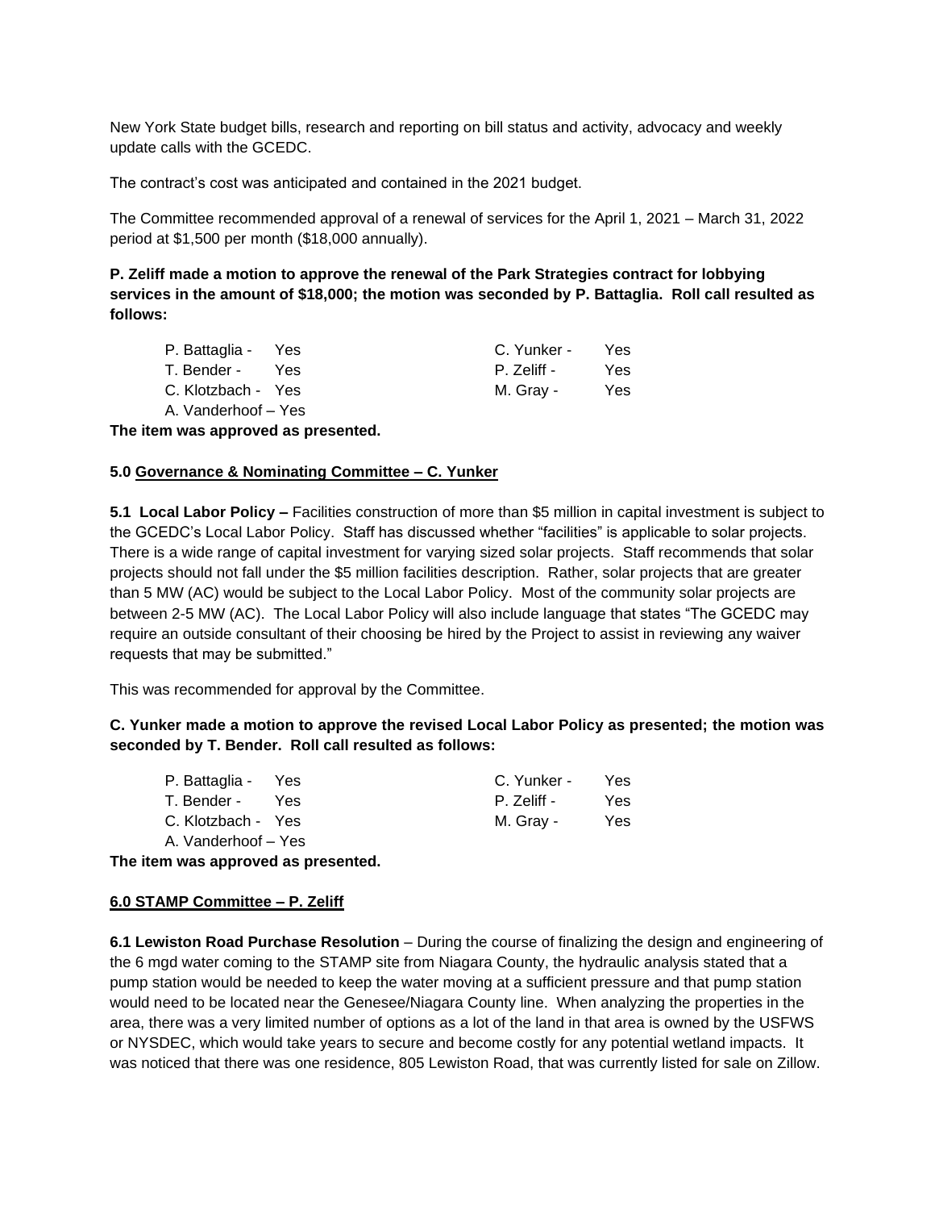New York State budget bills, research and reporting on bill status and activity, advocacy and weekly update calls with the GCEDC.

The contract's cost was anticipated and contained in the 2021 budget.

The Committee recommended approval of a renewal of services for the April 1, 2021 – March 31, 2022 period at $1,500 per month ($18,000 annually).

**P. Zeliff made a motion to approve the renewal of the Park Strategies contract for lobbying services in the amount of $18,000; the motion was seconded by P. Battaglia. Roll call resulted as follows:**

| | | | |
|---|---|---|---|
| P. Battaglia - | Yes | C. Yunker - | Yes |
| T. Bender - | Yes | P. Zeliff - | Yes |
| C. Klotzbach - | Yes | M. Gray - | Yes |
| A. Vanderhoof – | Yes | | |

**The item was approved as presented.**

**5.0 Governance & Nominating Committee – C. Yunker**

**5.1 Local Labor Policy –** Facilities construction of more than $5 million in capital investment is subject to the GCEDC's Local Labor Policy. Staff has discussed whether "facilities" is applicable to solar projects. There is a wide range of capital investment for varying sized solar projects. Staff recommends that solar projects should not fall under the $5 million facilities description. Rather, solar projects that are greater than 5 MW (AC) would be subject to the Local Labor Policy. Most of the community solar projects are between 2-5 MW (AC). The Local Labor Policy will also include language that states "The GCEDC may require an outside consultant of their choosing be hired by the Project to assist in reviewing any waiver requests that may be submitted."

This was recommended for approval by the Committee.

**C. Yunker made a motion to approve the revised Local Labor Policy as presented; the motion was seconded by T. Bender. Roll call resulted as follows:**

| | | | |
|---|---|---|---|
| P. Battaglia - | Yes | C. Yunker - | Yes |
| T. Bender - | Yes | P. Zeliff - | Yes |
| C. Klotzbach - | Yes | M. Gray - | Yes |
| A. Vanderhoof – | Yes | | |

**The item was approved as presented.**

**6.0 STAMP Committee – P. Zeliff**

**6.1 Lewiston Road Purchase Resolution** – During the course of finalizing the design and engineering of the 6 mgd water coming to the STAMP site from Niagara County, the hydraulic analysis stated that a pump station would be needed to keep the water moving at a sufficient pressure and that pump station would need to be located near the Genesee/Niagara County line. When analyzing the properties in the area, there was a very limited number of options as a lot of the land in that area is owned by the USFWS or NYSDEC, which would take years to secure and become costly for any potential wetland impacts. It was noticed that there was one residence, 805 Lewiston Road, that was currently listed for sale on Zillow.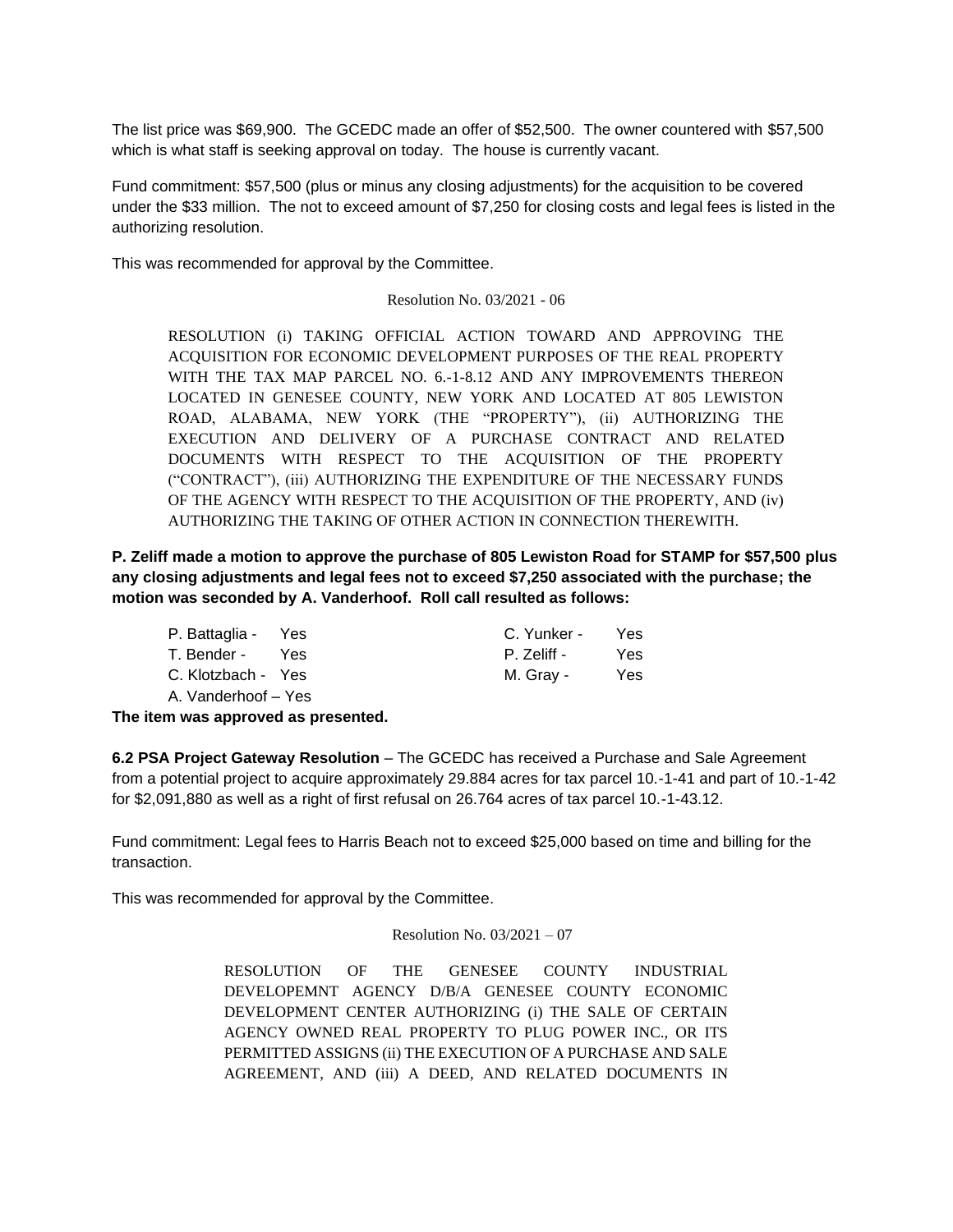The list price was $69,900. The GCEDC made an offer of $52,500. The owner countered with $57,500 which is what staff is seeking approval on today. The house is currently vacant.

Fund commitment: $57,500 (plus or minus any closing adjustments) for the acquisition to be covered under the $33 million. The not to exceed amount of $7,250 for closing costs and legal fees is listed in the authorizing resolution.

This was recommended for approval by the Committee.

Resolution No. 03/2021 - 06

RESOLUTION (i) TAKING OFFICIAL ACTION TOWARD AND APPROVING THE ACQUISITION FOR ECONOMIC DEVELOPMENT PURPOSES OF THE REAL PROPERTY WITH THE TAX MAP PARCEL NO. 6.-1-8.12 AND ANY IMPROVEMENTS THEREON LOCATED IN GENESEE COUNTY, NEW YORK AND LOCATED AT 805 LEWISTON ROAD, ALABAMA, NEW YORK (THE "PROPERTY"), (ii) AUTHORIZING THE EXECUTION AND DELIVERY OF A PURCHASE CONTRACT AND RELATED DOCUMENTS WITH RESPECT TO THE ACQUISITION OF THE PROPERTY ("CONTRACT"), (iii) AUTHORIZING THE EXPENDITURE OF THE NECESSARY FUNDS OF THE AGENCY WITH RESPECT TO THE ACQUISITION OF THE PROPERTY, AND (iv) AUTHORIZING THE TAKING OF OTHER ACTION IN CONNECTION THEREWITH.

**P. Zeliff made a motion to approve the purchase of 805 Lewiston Road for STAMP for $57,500 plus any closing adjustments and legal fees not to exceed $7,250 associated with the purchase; the motion was seconded by A. Vanderhoof. Roll call resulted as follows:**

P. Battaglia - Yes
T. Bender - Yes
C. Klotzbach - Yes
A. Vanderhoof – Yes
C. Yunker - Yes
P. Zeliff - Yes
M. Gray - Yes

**The item was approved as presented.**

**6.2 PSA Project Gateway Resolution** – The GCEDC has received a Purchase and Sale Agreement from a potential project to acquire approximately 29.884 acres for tax parcel 10.-1-41 and part of 10.-1-42 for $2,091,880 as well as a right of first refusal on 26.764 acres of tax parcel 10.-1-43.12.

Fund commitment: Legal fees to Harris Beach not to exceed $25,000 based on time and billing for the transaction.

This was recommended for approval by the Committee.

Resolution No. 03/2021 – 07

RESOLUTION OF THE GENESEE COUNTY INDUSTRIAL DEVELOPEMNT AGENCY D/B/A GENESEE COUNTY ECONOMIC DEVELOPMENT CENTER AUTHORIZING (i) THE SALE OF CERTAIN AGENCY OWNED REAL PROPERTY TO PLUG POWER INC., OR ITS PERMITTED ASSIGNS (ii) THE EXECUTION OF A PURCHASE AND SALE AGREEMENT, AND (iii) A DEED, AND RELATED DOCUMENTS IN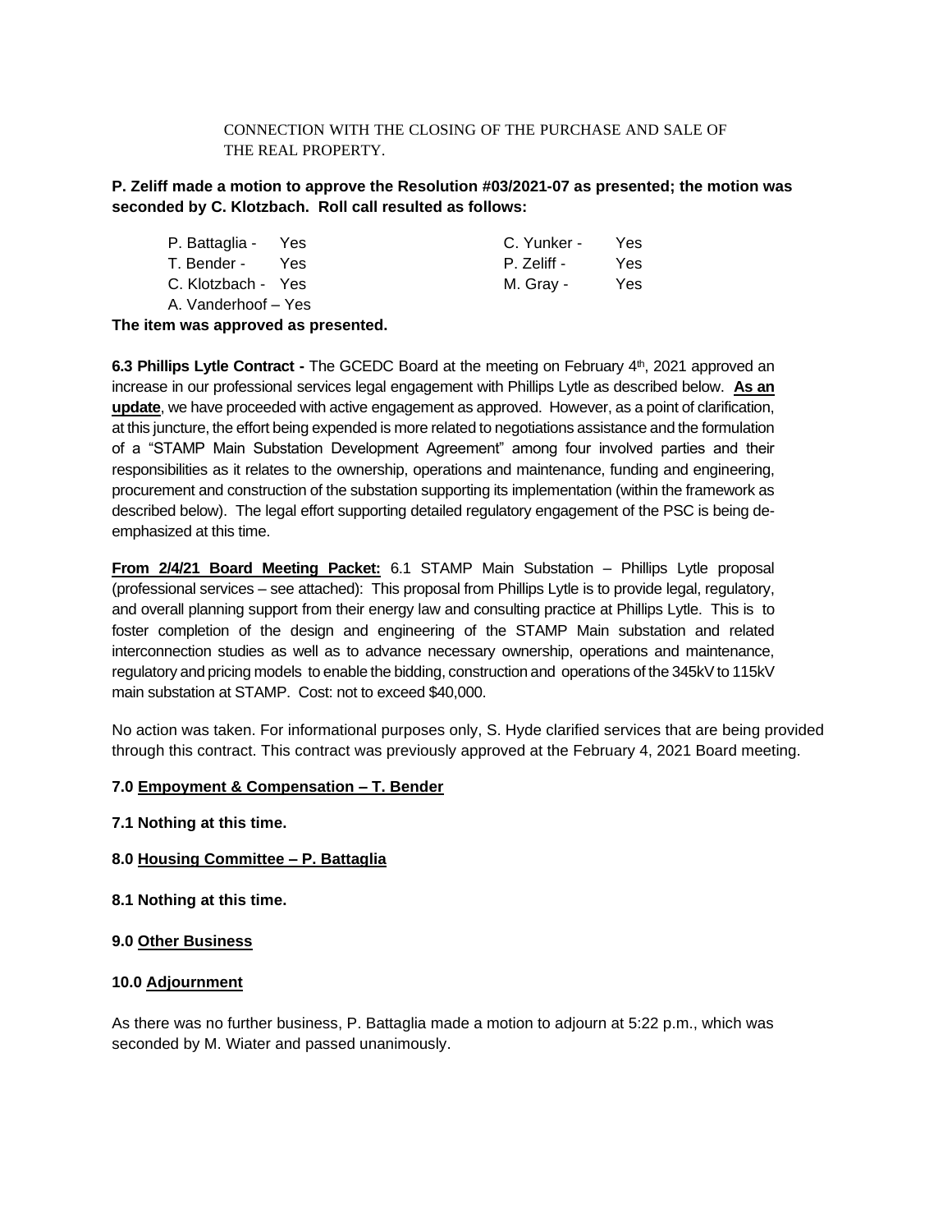CONNECTION WITH THE CLOSING OF THE PURCHASE AND SALE OF THE REAL PROPERTY.

**P. Zeliff made a motion to approve the Resolution #03/2021-07 as presented; the motion was seconded by C. Klotzbach. Roll call resulted as follows:**

| | | | |
|---|---|---|---|
| P. Battaglia - | Yes | C. Yunker - | Yes |
| T. Bender - | Yes | P. Zeliff - | Yes |
| C. Klotzbach - | Yes | M. Gray - | Yes |
| A. Vanderhoof – | Yes | | |

**The item was approved as presented.**

**6.3 Phillips Lytle Contract -** The GCEDC Board at the meeting on February 4th, 2021 approved an increase in our professional services legal engagement with Phillips Lytle as described below. **__As an update__**, we have proceeded with active engagement as approved. However, as a point of clarification, at this juncture, the effort being expended is more related to negotiations assistance and the formulation of a "STAMP Main Substation Development Agreement" among four involved parties and their responsibilities as it relates to the ownership, operations and maintenance, funding and engineering, procurement and construction of the substation supporting its implementation (within the framework as described below). The legal effort supporting detailed regulatory engagement of the PSC is being de-emphasized at this time.

**__From 2/4/21 Board Meeting Packet:__** 6.1 STAMP Main Substation – Phillips Lytle proposal (professional services – see attached): This proposal from Phillips Lytle is to provide legal, regulatory, and overall planning support from their energy law and consulting practice at Phillips Lytle. This is to foster completion of the design and engineering of the STAMP Main substation and related interconnection studies as well as to advance necessary ownership, operations and maintenance, regulatory and pricing models to enable the bidding, construction and operations of the 345kV to 115kV main substation at STAMP. Cost: not to exceed $40,000.

No action was taken. For informational purposes only, S. Hyde clarified services that are being provided through this contract. This contract was previously approved at the February 4, 2021 Board meeting.

**7.0 __Empoyment & Compensation – T. Bender__**

**7.1 Nothing at this time.**

**8.0 __Housing Committee – P. Battaglia__**

**8.1 Nothing at this time.**

**9.0 __Other Business__**

**10.0 __Adjournment__**

As there was no further business, P. Battaglia made a motion to adjourn at 5:22 p.m., which was seconded by M. Wiater and passed unanimously.